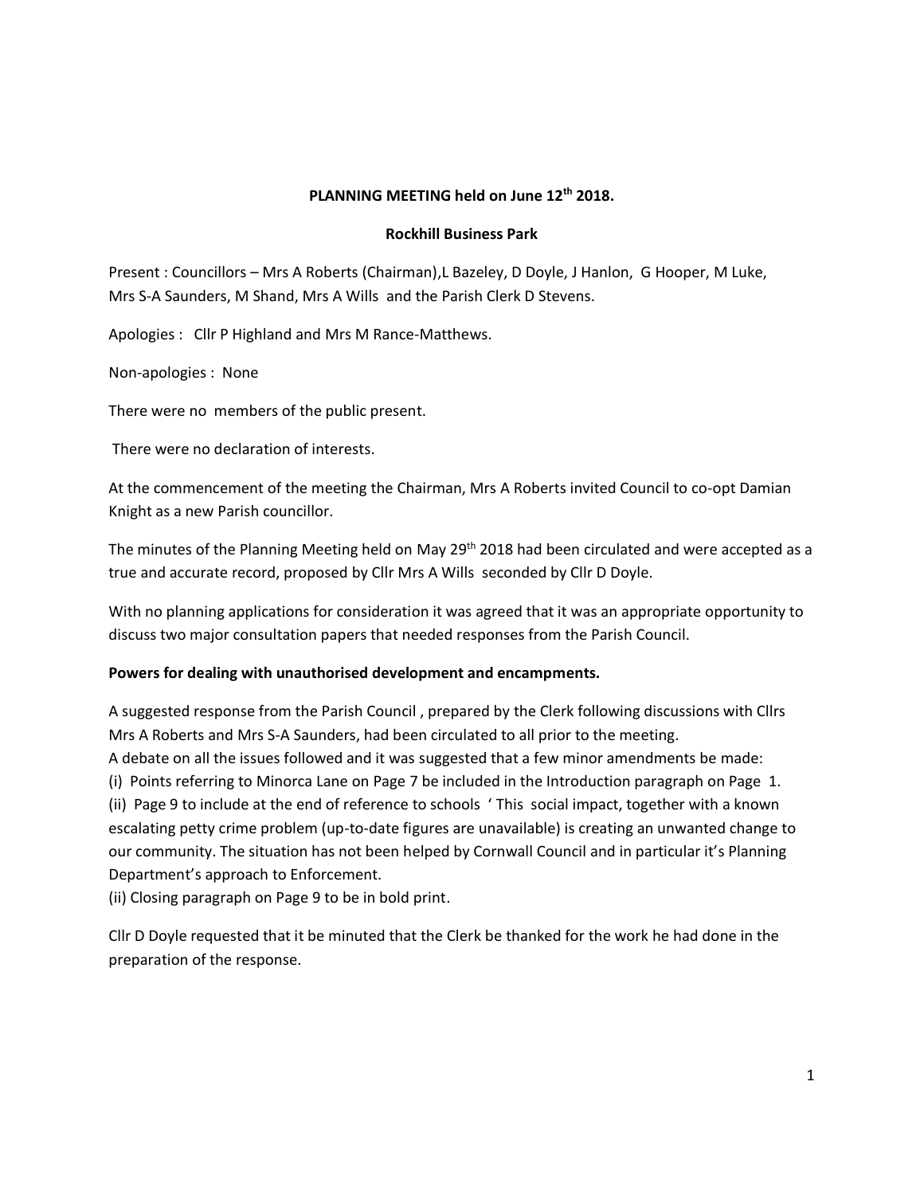**PLANNING MEETING held on June 12th 2018.**

**Rockhill Business Park**

Present : Councillors – Mrs A Roberts (Chairman),L Bazeley, D Doyle, J Hanlon, G Hooper, M Luke, Mrs S-A Saunders, M Shand, Mrs A Wills and the Parish Clerk D Stevens.

Apologies : Cllr P Highland and Mrs M Rance-Matthews.

Non-apologies : None

There were no members of the public present.

There were no declaration of interests.

At the commencement of the meeting the Chairman, Mrs A Roberts invited Council to co-opt Damian Knight as a new Parish councillor.

The minutes of the Planning Meeting held on May 29th 2018 had been circulated and were accepted as a true and accurate record, proposed by Cllr Mrs A Wills seconded by Cllr D Doyle.

With no planning applications for consideration it was agreed that it was an appropriate opportunity to discuss two major consultation papers that needed responses from the Parish Council.

**Powers for dealing with unauthorised development and encampments.**

A suggested response from the Parish Council , prepared by the Clerk following discussions with Cllrs Mrs A Roberts and Mrs S-A Saunders, had been circulated to all prior to the meeting.
A debate on all the issues followed and it was suggested that a few minor amendments be made:
(i) Points referring to Minorca Lane on Page 7 be included in the Introduction paragraph on Page 1.
(ii) Page 9 to include at the end of reference to schools ' This social impact, together with a known escalating petty crime problem (up-to-date figures are unavailable) is creating an unwanted change to our community. The situation has not been helped by Cornwall Council and in particular it's Planning Department's approach to Enforcement.
(ii) Closing paragraph on Page 9 to be in bold print.

Cllr D Doyle requested that it be minuted that the Clerk be thanked for the work he had done in the preparation of the response.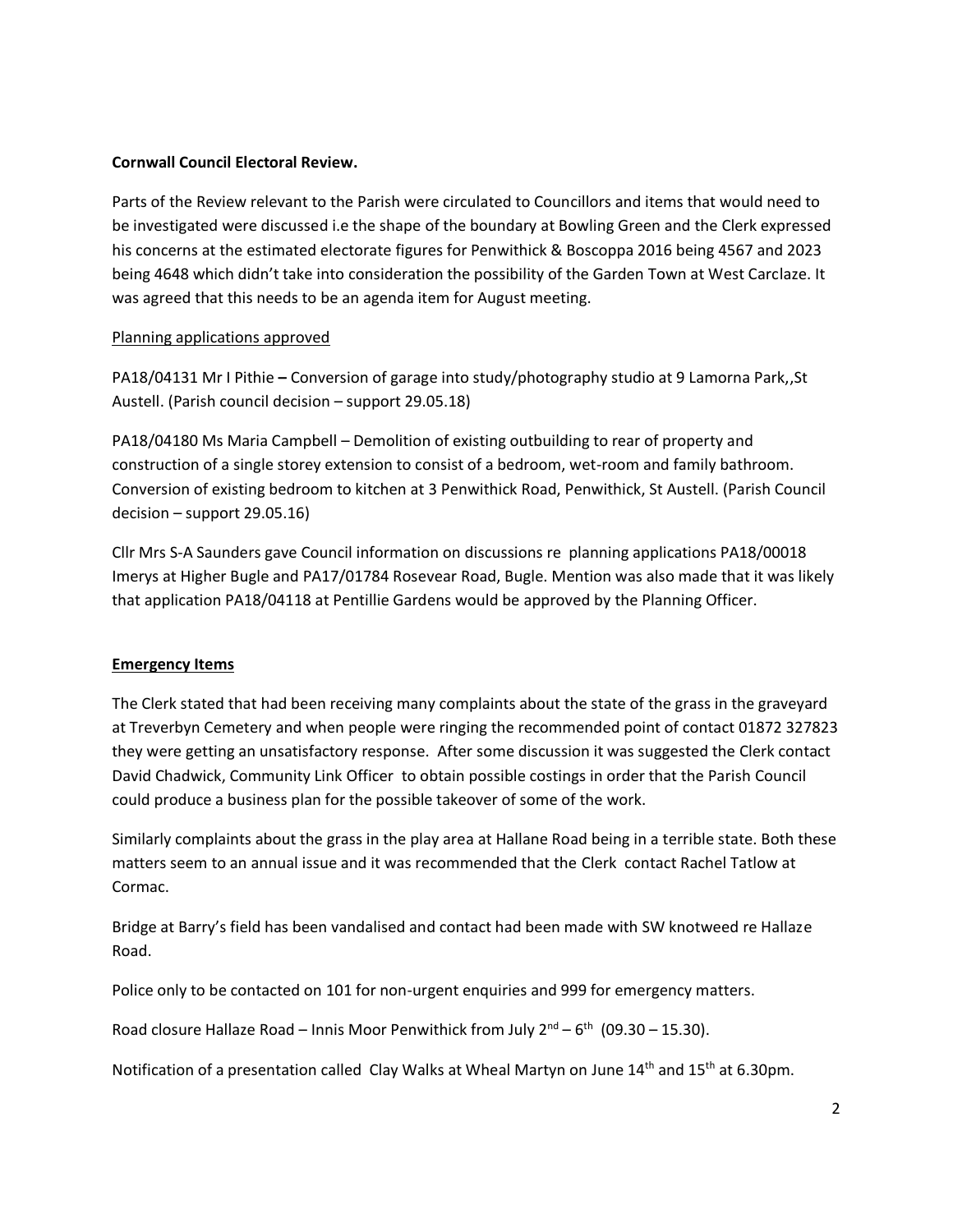**Cornwall Council Electoral Review.**

Parts of the Review relevant to the Parish were circulated to Councillors and items that would need to be investigated were discussed i.e the shape of the boundary at Bowling Green and the Clerk expressed his concerns at the estimated electorate figures for Penwithick & Boscoppa 2016 being 4567 and 2023 being 4648 which didn't take into consideration the possibility of the Garden Town at West Carclaze. It was agreed that this needs to be an agenda item for August meeting.

Planning applications approved

PA18/04131 Mr I Pithie **–** Conversion of garage into study/photography studio at 9 Lamorna Park,,St Austell. (Parish council decision – support 29.05.18)

PA18/04180 Ms Maria Campbell – Demolition of existing outbuilding to rear of property and construction of a single storey extension to consist of a bedroom, wet-room and family bathroom. Conversion of existing bedroom to kitchen at 3 Penwithick Road, Penwithick, St Austell. (Parish Council decision – support 29.05.16)

Cllr Mrs S-A Saunders gave Council information on discussions re planning applications PA18/00018 Imerys at Higher Bugle and PA17/01784 Rosevear Road, Bugle. Mention was also made that it was likely that application PA18/04118 at Pentillie Gardens would be approved by the Planning Officer.

**Emergency Items**

The Clerk stated that had been receiving many complaints about the state of the grass in the graveyard at Treverbyn Cemetery and when people were ringing the recommended point of contact 01872 327823 they were getting an unsatisfactory response. After some discussion it was suggested the Clerk contact David Chadwick, Community Link Officer to obtain possible costings in order that the Parish Council could produce a business plan for the possible takeover of some of the work.

Similarly complaints about the grass in the play area at Hallane Road being in a terrible state. Both these matters seem to an annual issue and it was recommended that the Clerk contact Rachel Tatlow at Cormac.

Bridge at Barry's field has been vandalised and contact had been made with SW knotweed re Hallaze Road.

Police only to be contacted on 101 for non-urgent enquiries and 999 for emergency matters.

Road closure Hallaze Road – Innis Moor Penwithick from July 2nd – 6th (09.30 – 15.30).

Notification of a presentation called Clay Walks at Wheal Martyn on June 14th and 15th at 6.30pm.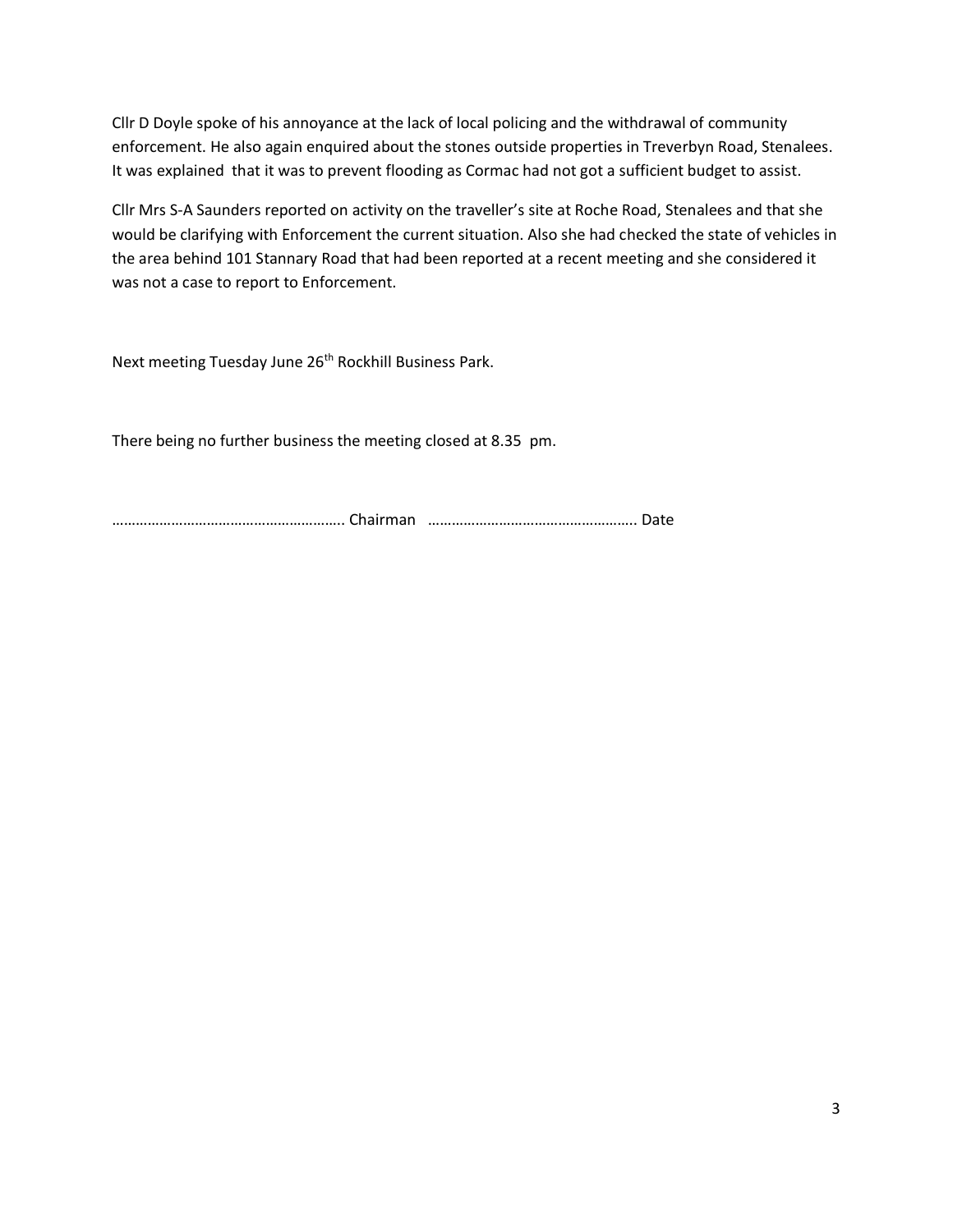Cllr D Doyle spoke of his annoyance at the lack of local policing and the withdrawal of community enforcement. He also again enquired about the stones outside properties in Treverbyn Road, Stenalees. It was explained that it was to prevent flooding as Cormac had not got a sufficient budget to assist.

Cllr Mrs S-A Saunders reported on activity on the traveller's site at Roche Road, Stenalees and that she would be clarifying with Enforcement the current situation. Also she had checked the state of vehicles in the area behind 101 Stannary Road that had been reported at a recent meeting and she considered it was not a case to report to Enforcement.

Next meeting Tuesday June 26th Rockhill Business Park.

There being no further business the meeting closed at 8.35 pm.

………………………………………………….. Chairman ……………………………………………. Date